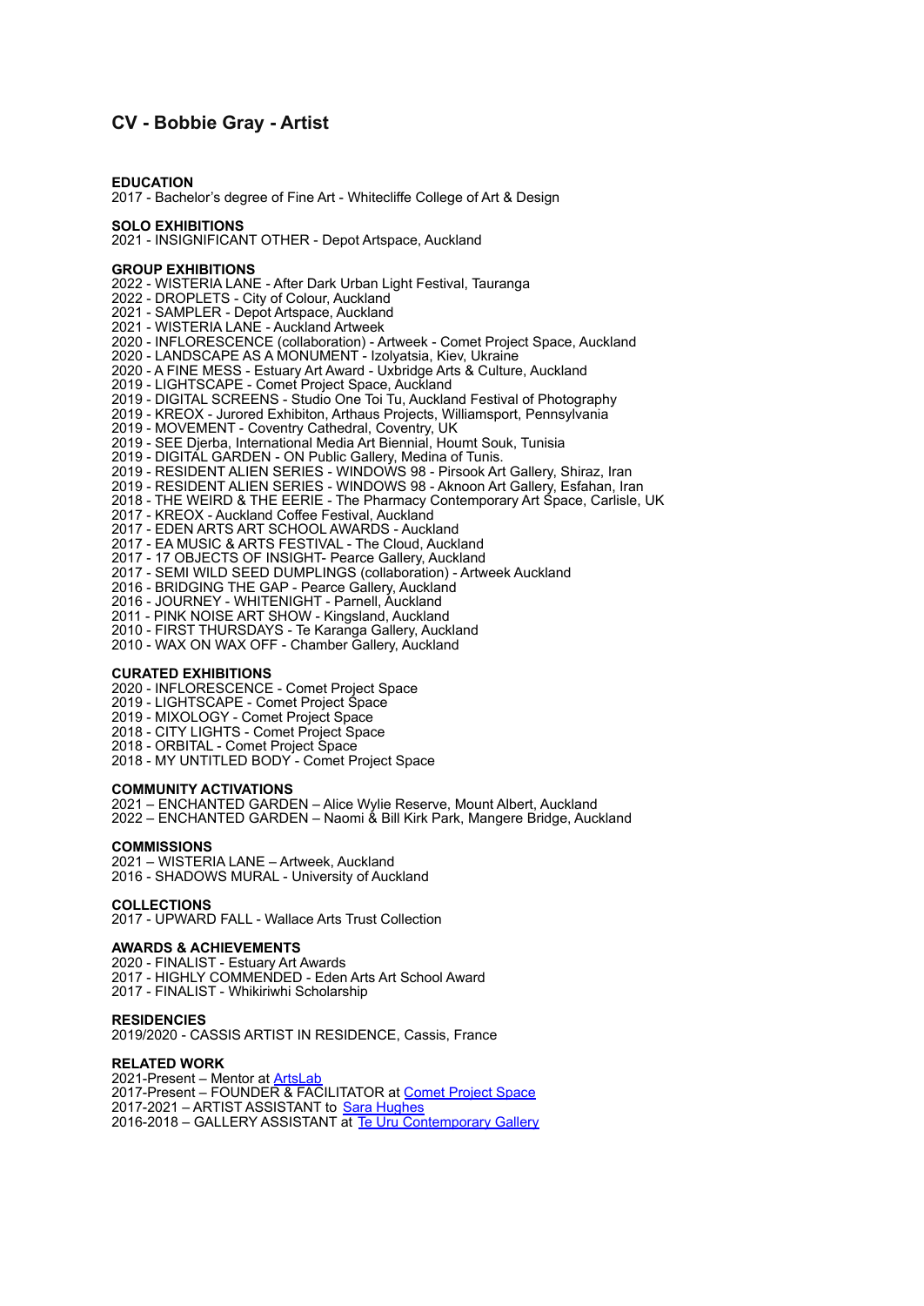# CV - Bobbie Gray - Artist

**EDUCATION**

2017 - Bachelor's degree of Fine Art - Whitecliffe College of Art & Design

**SOLO EXHIBITIONS**

2021 - INSIGNIFICANT OTHER - Depot Artspace, Auckland

**GROUP EXHIBITIONS**

2022 - WISTERIA LANE - After Dark Urban Light Festival, Tauranga
2022 - DROPLETS - City of Colour, Auckland
2021 - SAMPLER - Depot Artspace, Auckland
2021 - WISTERIA LANE - Auckland Artweek
2020 - INFLORESCENCE (collaboration) - Artweek - Comet Project Space, Auckland
2020 - LANDSCAPE AS A MONUMENT - Izolyatsia, Kiev, Ukraine
2020 - A FINE MESS - Estuary Art Award - Uxbridge Arts & Culture, Auckland
2019 - LIGHTSCAPE - Comet Project Space, Auckland
2019 - DIGITAL SCREENS - Studio One Toi Tu, Auckland Festival of Photography
2019 - KREOX - Jurored Exhibiton, Arthaus Projects, Williamsport, Pennsylvania
2019 - MOVEMENT - Coventry Cathedral, Coventry, UK
2019 - SEE Djerba, International Media Art Biennial, Houmt Souk, Tunisia
2019 - DIGITAL GARDEN - ON Public Gallery, Medina of Tunis.
2019 - RESIDENT ALIEN SERIES - WINDOWS 98 - Pirsook Art Gallery, Shiraz, Iran
2019 - RESIDENT ALIEN SERIES - WINDOWS 98 - Aknoon Art Gallery, Esfahan, Iran
2018 - THE WEIRD & THE EERIE - The Pharmacy Contemporary Art Space, Carlisle, UK
2017 - KREOX - Auckland Coffee Festival, Auckland
2017 - EDEN ARTS ART SCHOOL AWARDS - Auckland
2017 - EA MUSIC & ARTS FESTIVAL - The Cloud, Auckland
2017 - 17 OBJECTS OF INSIGHT- Pearce Gallery, Auckland
2017 - SEMI WILD SEED DUMPLINGS (collaboration) - Artweek Auckland
2016 - BRIDGING THE GAP - Pearce Gallery, Auckland
2016 - JOURNEY - WHITENIGHT - Parnell, Auckland
2011 - PINK NOISE ART SHOW - Kingsland, Auckland
2010 - FIRST THURSDAYS - Te Karanga Gallery, Auckland
2010 - WAX ON WAX OFF - Chamber Gallery, Auckland

**CURATED EXHIBITIONS**

2020 - INFLORESCENCE - Comet Project Space
2019 - LIGHTSCAPE - Comet Project Space
2019 - MIXOLOGY - Comet Project Space
2018 - CITY LIGHTS - Comet Project Space
2018 - ORBITAL - Comet Project Space
2018 - MY UNTITLED BODY - Comet Project Space

**COMMUNITY ACTIVATIONS**

2021 – ENCHANTED GARDEN – Alice Wylie Reserve, Mount Albert, Auckland
2022 – ENCHANTED GARDEN – Naomi & Bill Kirk Park, Mangere Bridge, Auckland

**COMMISSIONS**

2021 – WISTERIA LANE – Artweek, Auckland
2016 - SHADOWS MURAL - University of Auckland

**COLLECTIONS**

2017 - UPWARD FALL - Wallace Arts Trust Collection

**AWARDS & ACHIEVEMENTS**

2020 - FINALIST - Estuary Art Awards
2017 - HIGHLY COMMENDED - Eden Arts Art School Award
2017 - FINALIST - Whikiriwhi Scholarship

**RESIDENCIES**

2019/2020 - CASSIS ARTIST IN RESIDENCE, Cassis, France

**RELATED WORK**

2021-Present – Mentor at ArtsLab
2017-Present – FOUNDER & FACILITATOR at Comet Project Space
2017-2021 – ARTIST ASSISTANT to Sara Hughes
2016-2018 – GALLERY ASSISTANT at Te Uru Contemporary Gallery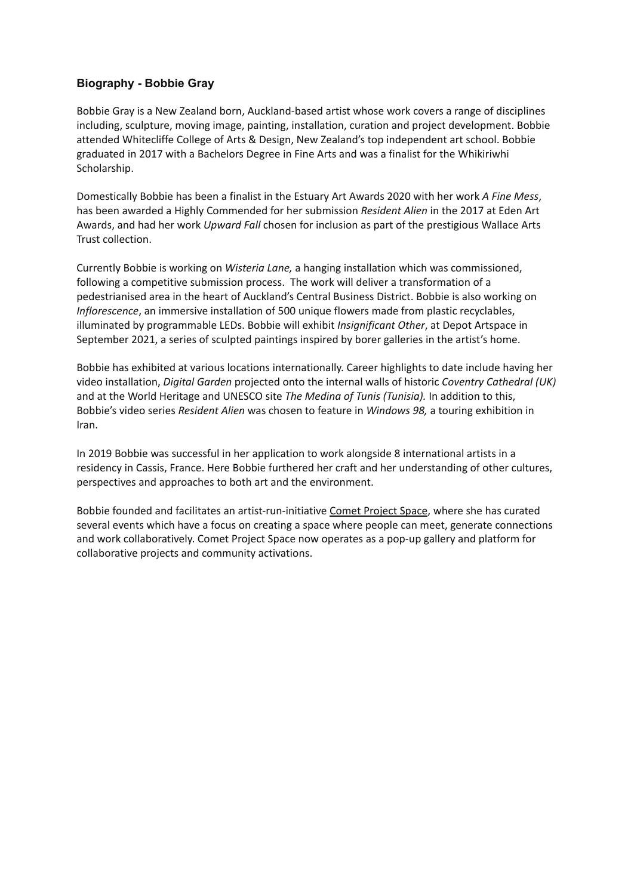### **Biography - Bobbie Gray**

Bobbie Gray is a New Zealand born, Auckland-based artist whose work covers a range of disciplines including, sculpture, moving image, painting, installation, curation and project development. Bobbie attended Whitecliffe College of Arts & Design, New Zealand's top independent art school. Bobbie graduated in 2017 with a Bachelors Degree in Fine Arts and was a finalist for the Whikiriwhi Scholarship.

Domestically Bobbie has been a finalist in the Estuary Art Awards 2020 with her work *A Fine Mess*, has been awarded a Highly Commended for her submission *Resident Alien* in the 2017 at Eden Art Awards, and had her work *Upward Fall* chosen for inclusion as part of the prestigious Wallace Arts Trust collection.

Currently Bobbie is working on *Wisteria Lane,* a hanging installation which was commissioned, following a competitive submission process. The work will deliver a transformation of a pedestrianised area in the heart of Auckland's Central Business District. Bobbie is also working on *Inflorescence*, an immersive installation of 500 unique flowers made from plastic recyclables, illuminated by programmable LEDs. Bobbie will exhibit *Insignificant Other*, at Depot Artspace in September 2021, a series of sculpted paintings inspired by borer galleries in the artist's home.

Bobbie has exhibited at various locations internationally. Career highlights to date include having her video installation, *Digital Garden* projected onto the internal walls of historic *Coventry Cathedral (UK)* and at the World Heritage and UNESCO site *The Medina of Tunis (Tunisia).* In addition to this, Bobbie's video series *Resident Alien* was chosen to feature in *Windows 98,* a touring exhibition in Iran.

In 2019 Bobbie was successful in her application to work alongside 8 international artists in a residency in Cassis, France. Here Bobbie furthered her craft and her understanding of other cultures, perspectives and approaches to both art and the environment.

Bobbie founded and facilitates an artist-run-initiative Comet Project Space, where she has curated several events which have a focus on creating a space where people can meet, generate connections and work collaboratively. Comet Project Space now operates as a pop-up gallery and platform for collaborative projects and community activations.